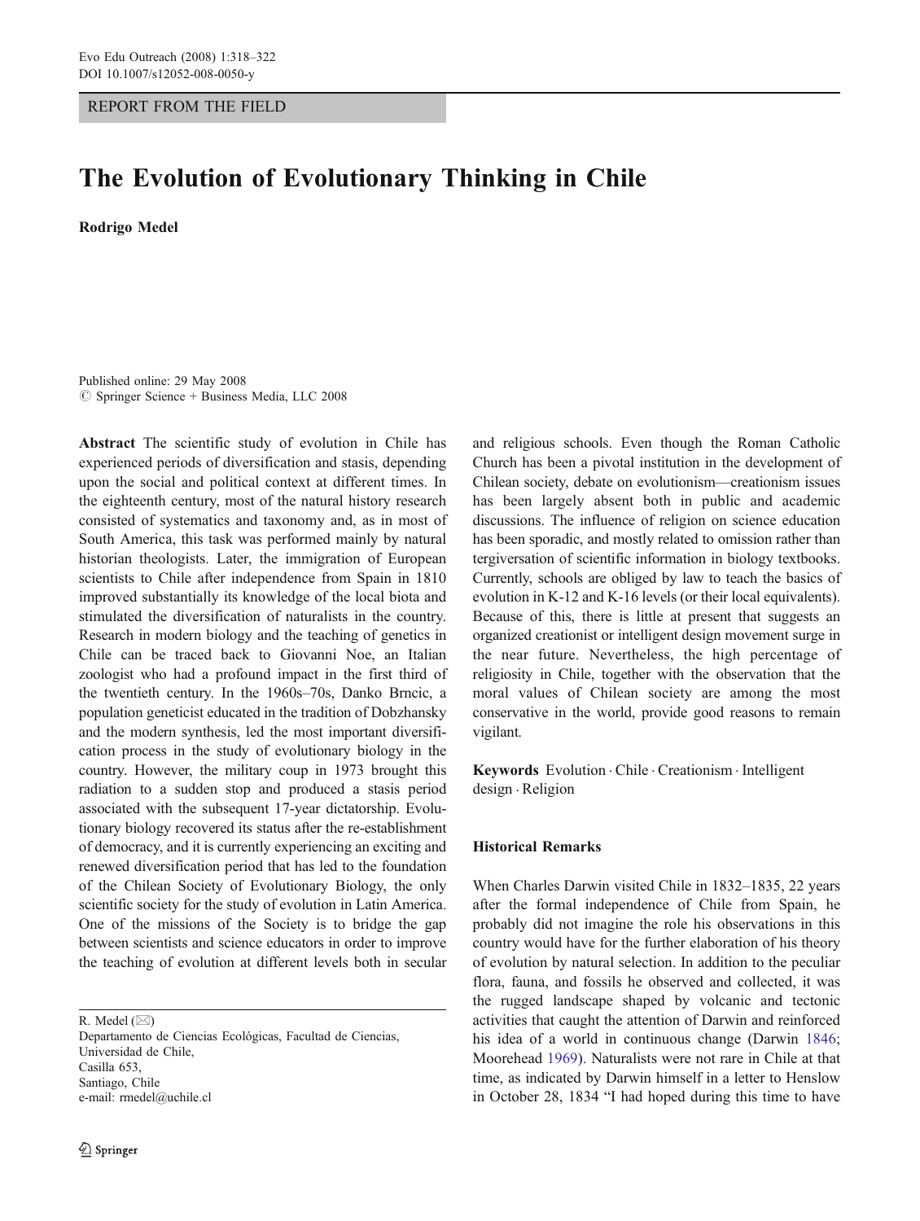REPORT FROM THE FIELD

# The Evolution of Evolutionary Thinking in Chile

**Rodrigo Medel**

Published online: 29 May 2008
© Springer Science + Business Media, LLC 2008

**Abstract** The scientific study of evolution in Chile has experienced periods of diversification and stasis, depending upon the social and political context at different times. In the eighteenth century, most of the natural history research consisted of systematics and taxonomy and, as in most of South America, this task was performed mainly by natural historian theologists. Later, the immigration of European scientists to Chile after independence from Spain in 1810 improved substantially its knowledge of the local biota and stimulated the diversification of naturalists in the country. Research in modern biology and the teaching of genetics in Chile can be traced back to Giovanni Noe, an Italian zoologist who had a profound impact in the first third of the twentieth century. In the 1960s–70s, Danko Brncic, a population geneticist educated in the tradition of Dobzhansky and the modern synthesis, led the most important diversification process in the study of evolutionary biology in the country. However, the military coup in 1973 brought this radiation to a sudden stop and produced a stasis period associated with the subsequent 17-year dictatorship. Evolutionary biology recovered its status after the re-establishment of democracy, and it is currently experiencing an exciting and renewed diversification period that has led to the foundation of the Chilean Society of Evolutionary Biology, the only scientific society for the study of evolution in Latin America. One of the missions of the Society is to bridge the gap between scientists and science educators in order to improve the teaching of evolution at different levels both in secular and religious schools. Even though the Roman Catholic Church has been a pivotal institution in the development of Chilean society, debate on evolutionism—creationism issues has been largely absent both in public and academic discussions. The influence of religion on science education has been sporadic, and mostly related to omission rather than tergiversation of scientific information in biology textbooks. Currently, schools are obliged by law to teach the basics of evolution in K-12 and K-16 levels (or their local equivalents). Because of this, there is little at present that suggests an organized creationist or intelligent design movement surge in the near future. Nevertheless, the high percentage of religiosity in Chile, together with the observation that the moral values of Chilean society are among the most conservative in the world, provide good reasons to remain vigilant.

**Keywords** Evolution · Chile · Creationism · Intelligent design · Religion

R. Medel (✉)
Departamento de Ciencias Ecológicas, Facultad de Ciencias, Universidad de Chile,
Casilla 653,
Santiago, Chile
e-mail: rmedel@uchile.cl

## Historical Remarks

When Charles Darwin visited Chile in 1832–1835, 22 years after the formal independence of Chile from Spain, he probably did not imagine the role his observations in this country would have for the further elaboration of his theory of evolution by natural selection. In addition to the peculiar flora, fauna, and fossils he observed and collected, it was the rugged landscape shaped by volcanic and tectonic activities that caught the attention of Darwin and reinforced his idea of a world in continuous change (Darwin 1846; Moorehead 1969). Naturalists were not rare in Chile at that time, as indicated by Darwin himself in a letter to Henslow in October 28, 1834 "I had hoped during this time to have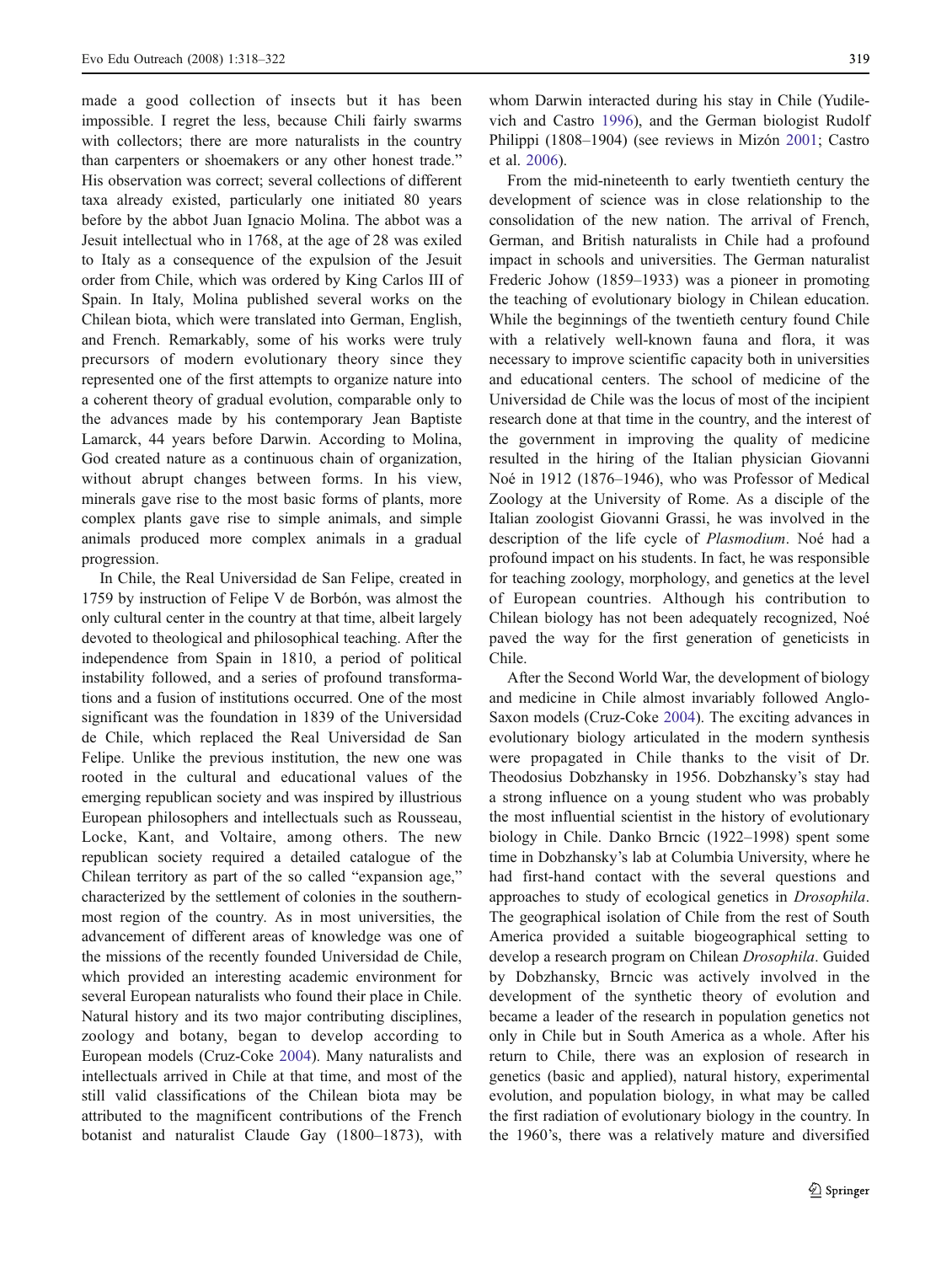made a good collection of insects but it has been impossible. I regret the less, because Chili fairly swarms with collectors; there are more naturalists in the country than carpenters or shoemakers or any other honest trade." His observation was correct; several collections of different taxa already existed, particularly one initiated 80 years before by the abbot Juan Ignacio Molina. The abbot was a Jesuit intellectual who in 1768, at the age of 28 was exiled to Italy as a consequence of the expulsion of the Jesuit order from Chile, which was ordered by King Carlos III of Spain. In Italy, Molina published several works on the Chilean biota, which were translated into German, English, and French. Remarkably, some of his works were truly precursors of modern evolutionary theory since they represented one of the first attempts to organize nature into a coherent theory of gradual evolution, comparable only to the advances made by his contemporary Jean Baptiste Lamarck, 44 years before Darwin. According to Molina, God created nature as a continuous chain of organization, without abrupt changes between forms. In his view, minerals gave rise to the most basic forms of plants, more complex plants gave rise to simple animals, and simple animals produced more complex animals in a gradual progression.

In Chile, the Real Universidad de San Felipe, created in 1759 by instruction of Felipe V de Borbón, was almost the only cultural center in the country at that time, albeit largely devoted to theological and philosophical teaching. After the independence from Spain in 1810, a period of political instability followed, and a series of profound transformations and a fusion of institutions occurred. One of the most significant was the foundation in 1839 of the Universidad de Chile, which replaced the Real Universidad de San Felipe. Unlike the previous institution, the new one was rooted in the cultural and educational values of the emerging republican society and was inspired by illustrious European philosophers and intellectuals such as Rousseau, Locke, Kant, and Voltaire, among others. The new republican society required a detailed catalogue of the Chilean territory as part of the so called "expansion age," characterized by the settlement of colonies in the southernmost region of the country. As in most universities, the advancement of different areas of knowledge was one of the missions of the recently founded Universidad de Chile, which provided an interesting academic environment for several European naturalists who found their place in Chile. Natural history and its two major contributing disciplines, zoology and botany, began to develop according to European models (Cruz-Coke 2004). Many naturalists and intellectuals arrived in Chile at that time, and most of the still valid classifications of the Chilean biota may be attributed to the magnificent contributions of the French botanist and naturalist Claude Gay (1800–1873), with whom Darwin interacted during his stay in Chile (Yudilevich and Castro 1996), and the German biologist Rudolf Philippi (1808–1904) (see reviews in Mizón 2001; Castro et al. 2006).

From the mid-nineteenth to early twentieth century the development of science was in close relationship to the consolidation of the new nation. The arrival of French, German, and British naturalists in Chile had a profound impact in schools and universities. The German naturalist Frederic Johow (1859–1933) was a pioneer in promoting the teaching of evolutionary biology in Chilean education. While the beginnings of the twentieth century found Chile with a relatively well-known fauna and flora, it was necessary to improve scientific capacity both in universities and educational centers. The school of medicine of the Universidad de Chile was the locus of most of the incipient research done at that time in the country, and the interest of the government in improving the quality of medicine resulted in the hiring of the Italian physician Giovanni Noé in 1912 (1876–1946), who was Professor of Medical Zoology at the University of Rome. As a disciple of the Italian zoologist Giovanni Grassi, he was involved in the description of the life cycle of *Plasmodium*. Noé had a profound impact on his students. In fact, he was responsible for teaching zoology, morphology, and genetics at the level of European countries. Although his contribution to Chilean biology has not been adequately recognized, Noé paved the way for the first generation of geneticists in Chile.

After the Second World War, the development of biology and medicine in Chile almost invariably followed Anglo-Saxon models (Cruz-Coke 2004). The exciting advances in evolutionary biology articulated in the modern synthesis were propagated in Chile thanks to the visit of Dr. Theodosius Dobzhansky in 1956. Dobzhansky's stay had a strong influence on a young student who was probably the most influential scientist in the history of evolutionary biology in Chile. Danko Brncic (1922–1998) spent some time in Dobzhansky's lab at Columbia University, where he had first-hand contact with the several questions and approaches to study of ecological genetics in *Drosophila*. The geographical isolation of Chile from the rest of South America provided a suitable biogeographical setting to develop a research program on Chilean *Drosophila*. Guided by Dobzhansky, Brncic was actively involved in the development of the synthetic theory of evolution and became a leader of the research in population genetics not only in Chile but in South America as a whole. After his return to Chile, there was an explosion of research in genetics (basic and applied), natural history, experimental evolution, and population biology, in what may be called the first radiation of evolutionary biology in the country. In the 1960's, there was a relatively mature and diversified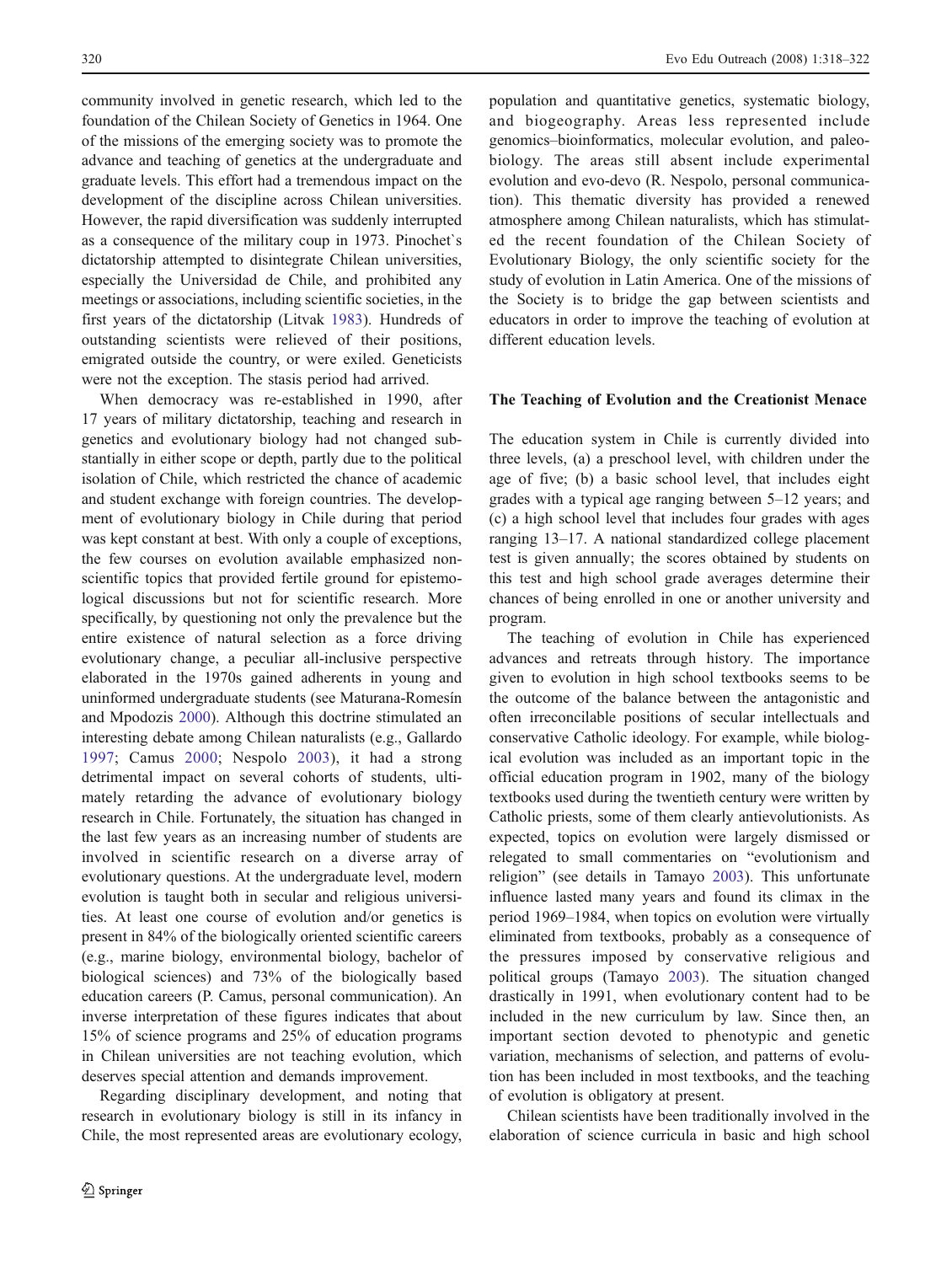community involved in genetic research, which led to the foundation of the Chilean Society of Genetics in 1964. One of the missions of the emerging society was to promote the advance and teaching of genetics at the undergraduate and graduate levels. This effort had a tremendous impact on the development of the discipline across Chilean universities. However, the rapid diversification was suddenly interrupted as a consequence of the military coup in 1973. Pinochet`s dictatorship attempted to disintegrate Chilean universities, especially the Universidad de Chile, and prohibited any meetings or associations, including scientific societies, in the first years of the dictatorship (Litvak 1983). Hundreds of outstanding scientists were relieved of their positions, emigrated outside the country, or were exiled. Geneticists were not the exception. The stasis period had arrived.

When democracy was re-established in 1990, after 17 years of military dictatorship, teaching and research in genetics and evolutionary biology had not changed substantially in either scope or depth, partly due to the political isolation of Chile, which restricted the chance of academic and student exchange with foreign countries. The development of evolutionary biology in Chile during that period was kept constant at best. With only a couple of exceptions, the few courses on evolution available emphasized nonscientific topics that provided fertile ground for epistemological discussions but not for scientific research. More specifically, by questioning not only the prevalence but the entire existence of natural selection as a force driving evolutionary change, a peculiar all-inclusive perspective elaborated in the 1970s gained adherents in young and uninformed undergraduate students (see Maturana-Romesín and Mpodozis 2000). Although this doctrine stimulated an interesting debate among Chilean naturalists (e.g., Gallardo 1997; Camus 2000; Nespolo 2003), it had a strong detrimental impact on several cohorts of students, ultimately retarding the advance of evolutionary biology research in Chile. Fortunately, the situation has changed in the last few years as an increasing number of students are involved in scientific research on a diverse array of evolutionary questions. At the undergraduate level, modern evolution is taught both in secular and religious universities. At least one course of evolution and/or genetics is present in 84% of the biologically oriented scientific careers (e.g., marine biology, environmental biology, bachelor of biological sciences) and 73% of the biologically based education careers (P. Camus, personal communication). An inverse interpretation of these figures indicates that about 15% of science programs and 25% of education programs in Chilean universities are not teaching evolution, which deserves special attention and demands improvement.

Regarding disciplinary development, and noting that research in evolutionary biology is still in its infancy in Chile, the most represented areas are evolutionary ecology, population and quantitative genetics, systematic biology, and biogeography. Areas less represented include genomics–bioinformatics, molecular evolution, and paleobiology. The areas still absent include experimental evolution and evo-devo (R. Nespolo, personal communication). This thematic diversity has provided a renewed atmosphere among Chilean naturalists, which has stimulated the recent foundation of the Chilean Society of Evolutionary Biology, the only scientific society for the study of evolution in Latin America. One of the missions of the Society is to bridge the gap between scientists and educators in order to improve the teaching of evolution at different education levels.

## The Teaching of Evolution and the Creationist Menace

The education system in Chile is currently divided into three levels, (a) a preschool level, with children under the age of five; (b) a basic school level, that includes eight grades with a typical age ranging between 5–12 years; and (c) a high school level that includes four grades with ages ranging 13–17. A national standardized college placement test is given annually; the scores obtained by students on this test and high school grade averages determine their chances of being enrolled in one or another university and program.

The teaching of evolution in Chile has experienced advances and retreats through history. The importance given to evolution in high school textbooks seems to be the outcome of the balance between the antagonistic and often irreconcilable positions of secular intellectuals and conservative Catholic ideology. For example, while biological evolution was included as an important topic in the official education program in 1902, many of the biology textbooks used during the twentieth century were written by Catholic priests, some of them clearly antievolutionists. As expected, topics on evolution were largely dismissed or relegated to small commentaries on "evolutionism and religion" (see details in Tamayo 2003). This unfortunate influence lasted many years and found its climax in the period 1969–1984, when topics on evolution were virtually eliminated from textbooks, probably as a consequence of the pressures imposed by conservative religious and political groups (Tamayo 2003). The situation changed drastically in 1991, when evolutionary content had to be included in the new curriculum by law. Since then, an important section devoted to phenotypic and genetic variation, mechanisms of selection, and patterns of evolution has been included in most textbooks, and the teaching of evolution is obligatory at present.

Chilean scientists have been traditionally involved in the elaboration of science curricula in basic and high school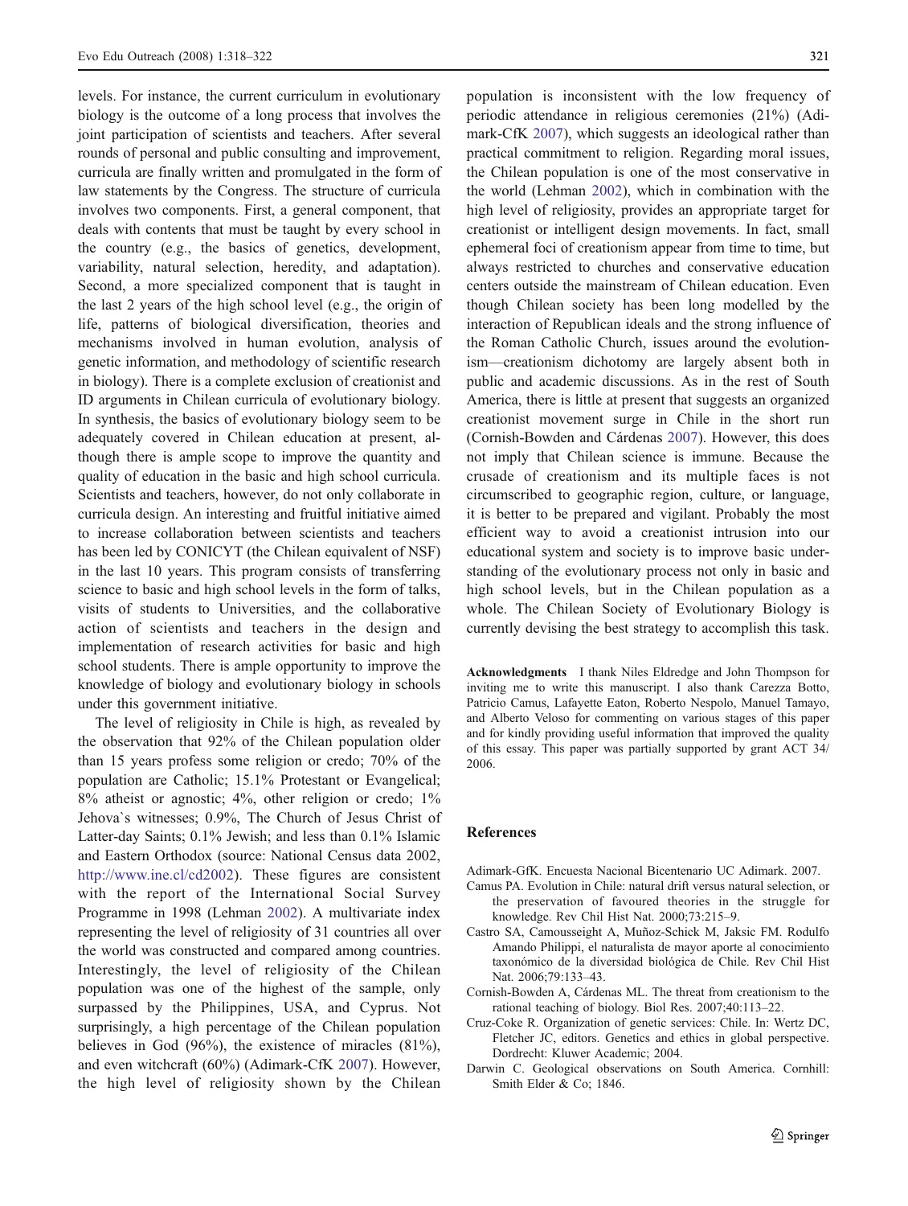levels. For instance, the current curriculum in evolutionary biology is the outcome of a long process that involves the joint participation of scientists and teachers. After several rounds of personal and public consulting and improvement, curricula are finally written and promulgated in the form of law statements by the Congress. The structure of curricula involves two components. First, a general component, that deals with contents that must be taught by every school in the country (e.g., the basics of genetics, development, variability, natural selection, heredity, and adaptation). Second, a more specialized component that is taught in the last 2 years of the high school level (e.g., the origin of life, patterns of biological diversification, theories and mechanisms involved in human evolution, analysis of genetic information, and methodology of scientific research in biology). There is a complete exclusion of creationist and ID arguments in Chilean curricula of evolutionary biology. In synthesis, the basics of evolutionary biology seem to be adequately covered in Chilean education at present, although there is ample scope to improve the quantity and quality of education in the basic and high school curricula. Scientists and teachers, however, do not only collaborate in curricula design. An interesting and fruitful initiative aimed to increase collaboration between scientists and teachers has been led by CONICYT (the Chilean equivalent of NSF) in the last 10 years. This program consists of transferring science to basic and high school levels in the form of talks, visits of students to Universities, and the collaborative action of scientists and teachers in the design and implementation of research activities for basic and high school students. There is ample opportunity to improve the knowledge of biology and evolutionary biology in schools under this government initiative.

The level of religiosity in Chile is high, as revealed by the observation that 92% of the Chilean population older than 15 years profess some religion or credo; 70% of the population are Catholic; 15.1% Protestant or Evangelical; 8% atheist or agnostic; 4%, other religion or credo; 1% Jehova`s witnesses; 0.9%, The Church of Jesus Christ of Latter-day Saints; 0.1% Jewish; and less than 0.1% Islamic and Eastern Orthodox (source: National Census data 2002, http://www.ine.cl/cd2002). These figures are consistent with the report of the International Social Survey Programme in 1998 (Lehman 2002). A multivariate index representing the level of religiosity of 31 countries all over the world was constructed and compared among countries. Interestingly, the level of religiosity of the Chilean population was one of the highest of the sample, only surpassed by the Philippines, USA, and Cyprus. Not surprisingly, a high percentage of the Chilean population believes in God (96%), the existence of miracles (81%), and even witchcraft (60%) (Adimark-CfK 2007). However, the high level of religiosity shown by the Chilean population is inconsistent with the low frequency of periodic attendance in religious ceremonies (21%) (Adimark-CfK 2007), which suggests an ideological rather than practical commitment to religion. Regarding moral issues, the Chilean population is one of the most conservative in the world (Lehman 2002), which in combination with the high level of religiosity, provides an appropriate target for creationist or intelligent design movements. In fact, small ephemeral foci of creationism appear from time to time, but always restricted to churches and conservative education centers outside the mainstream of Chilean education. Even though Chilean society has been long modelled by the interaction of Republican ideals and the strong influence of the Roman Catholic Church, issues around the evolutionism—creationism dichotomy are largely absent both in public and academic discussions. As in the rest of South America, there is little at present that suggests an organized creationist movement surge in Chile in the short run (Cornish-Bowden and Cárdenas 2007). However, this does not imply that Chilean science is immune. Because the crusade of creationism and its multiple faces is not circumscribed to geographic region, culture, or language, it is better to be prepared and vigilant. Probably the most efficient way to avoid a creationist intrusion into our educational system and society is to improve basic understanding of the evolutionary process not only in basic and high school levels, but in the Chilean population as a whole. The Chilean Society of Evolutionary Biology is currently devising the best strategy to accomplish this task.

**Acknowledgments** I thank Niles Eldredge and John Thompson for inviting me to write this manuscript. I also thank Carezza Botto, Patricio Camus, Lafayette Eaton, Roberto Nespolo, Manuel Tamayo, and Alberto Veloso for commenting on various stages of this paper and for kindly providing useful information that improved the quality of this essay. This paper was partially supported by grant ACT 34/2006.

## References

Adimark-GfK. Encuesta Nacional Bicentenario UC Adimark. 2007.

Camus PA. Evolution in Chile: natural drift versus natural selection, or the preservation of favoured theories in the struggle for knowledge. Rev Chil Hist Nat. 2000;73:215–9.

Castro SA, Camousseight A, Muñoz-Schick M, Jaksic FM. Rodulfo Amando Philippi, el naturalista de mayor aporte al conocimiento taxonómico de la diversidad biológica de Chile. Rev Chil Hist Nat. 2006;79:133–43.

Cornish-Bowden A, Cárdenas ML. The threat from creationism to the rational teaching of biology. Biol Res. 2007;40:113–22.

Cruz-Coke R. Organization of genetic services: Chile. In: Wertz DC, Fletcher JC, editors. Genetics and ethics in global perspective. Dordrecht: Kluwer Academic; 2004.

Darwin C. Geological observations on South America. Cornhill: Smith Elder & Co; 1846.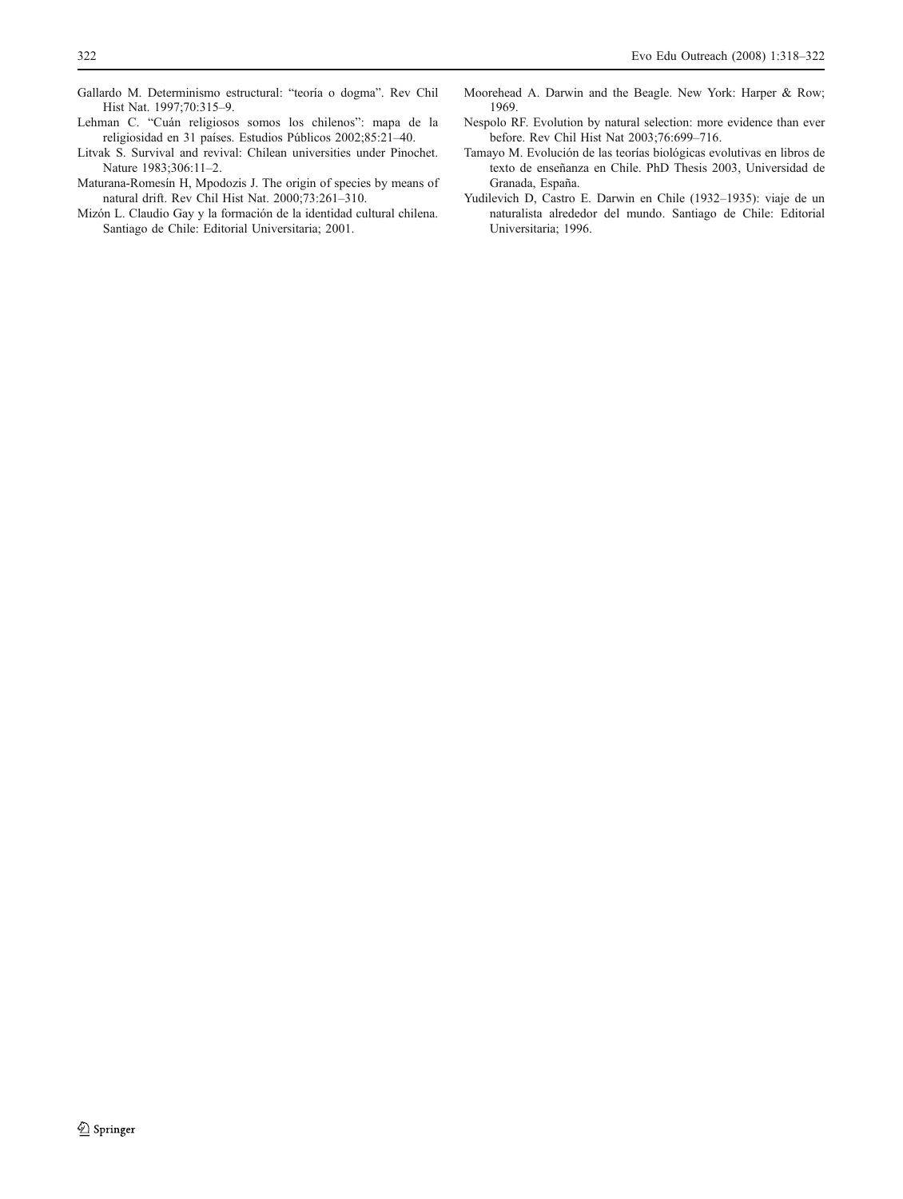Gallardo M. Determinismo estructural: “teoría o dogma”. Rev Chil Hist Nat. 1997;70:315–9.

Lehman C. “Cuán religiosos somos los chilenos”: mapa de la religiosidad en 31 países. Estudios Públicos 2002;85:21–40.

Litvak S. Survival and revival: Chilean universities under Pinochet. Nature 1983;306:11–2.

Maturana-Romesín H, Mpodozis J. The origin of species by means of natural drift. Rev Chil Hist Nat. 2000;73:261–310.

Mizón L. Claudio Gay y la formación de la identidad cultural chilena. Santiago de Chile: Editorial Universitaria; 2001.

Moorehead A. Darwin and the Beagle. New York: Harper & Row; 1969.

Nespolo RF. Evolution by natural selection: more evidence than ever before. Rev Chil Hist Nat 2003;76:699–716.

Tamayo M. Evolución de las teorías biológicas evolutivas en libros de texto de enseñanza en Chile. PhD Thesis 2003, Universidad de Granada, España.

Yudilevich D, Castro E. Darwin en Chile (1932–1935): viaje de un naturalista alrededor del mundo. Santiago de Chile: Editorial Universitaria; 1996.